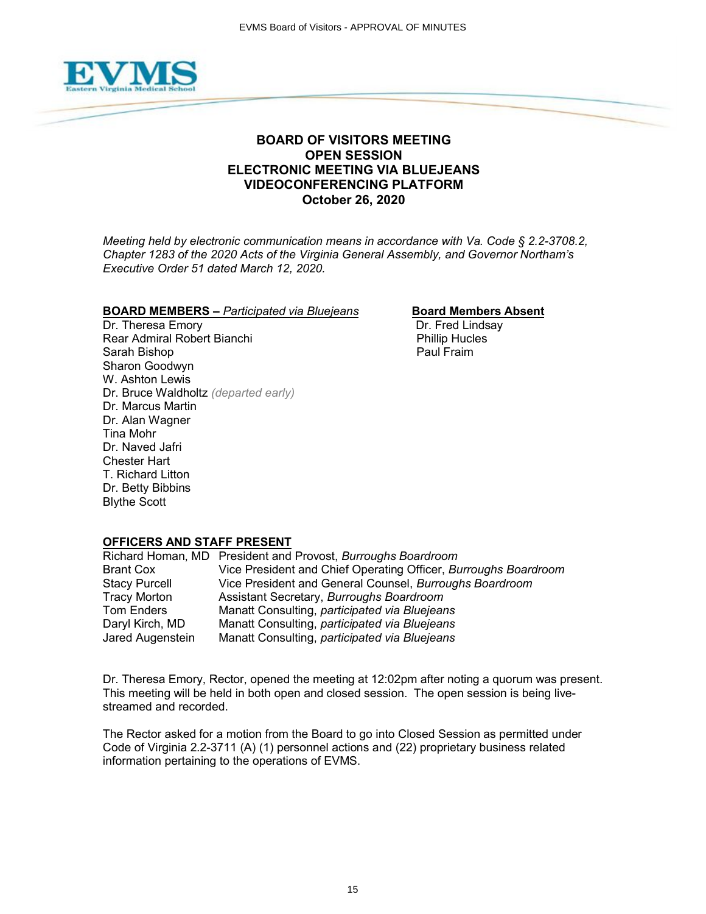# BOARD OF VISITORS MEETING
## OPEN SESSION
## ELECTRONIC MEETING VIA BLUEJEANS VIDEOCONFERENCING PLATFORM
## October 26, 2020

*Meeting held by electronic communication means in accordance with Va. Code § 2.2-3708.2, Chapter 1283 of the 2020 Acts of the Virginia General Assembly, and Governor Northam's Executive Order 51 dated March 12, 2020.*

**BOARD MEMBERS** – *Participated via Bluejeans*

Dr. Theresa Emory
Rear Admiral Robert Bianchi
Sarah Bishop
Sharon Goodwyn
W. Ashton Lewis
Dr. Bruce Waldholtz *(departed early)*
Dr. Marcus Martin
Dr. Alan Wagner
Tina Mohr
Dr. Naved Jafri
Chester Hart
T. Richard Litton
Dr. Betty Bibbins
Blythe Scott

**Board Members Absent**

Dr. Fred Lindsay
Phillip Hucles
Paul Fraim

**OFFICERS AND STAFF PRESENT**

| | |
|---|---|
| Richard Homan, MD | President and Provost, *Burroughs Boardroom* |
| Brant Cox | Vice President and Chief Operating Officer, *Burroughs Boardroom* |
| Stacy Purcell | Vice President and General Counsel, *Burroughs Boardroom* |
| Tracy Morton | Assistant Secretary, *Burroughs Boardroom* |
| Tom Enders | Manatt Consulting, *participated via Bluejeans* |
| Daryl Kirch, MD | Manatt Consulting, *participated via Bluejeans* |
| Jared Augenstein | Manatt Consulting, *participated via Bluejeans* |

Dr. Theresa Emory, Rector, opened the meeting at 12:02pm after noting a quorum was present. This meeting will be held in both open and closed session. The open session is being live-streamed and recorded.

The Rector asked for a motion from the Board to go into Closed Session as permitted under Code of Virginia 2.2-3711 (A) (1) personnel actions and (22) proprietary business related information pertaining to the operations of EVMS.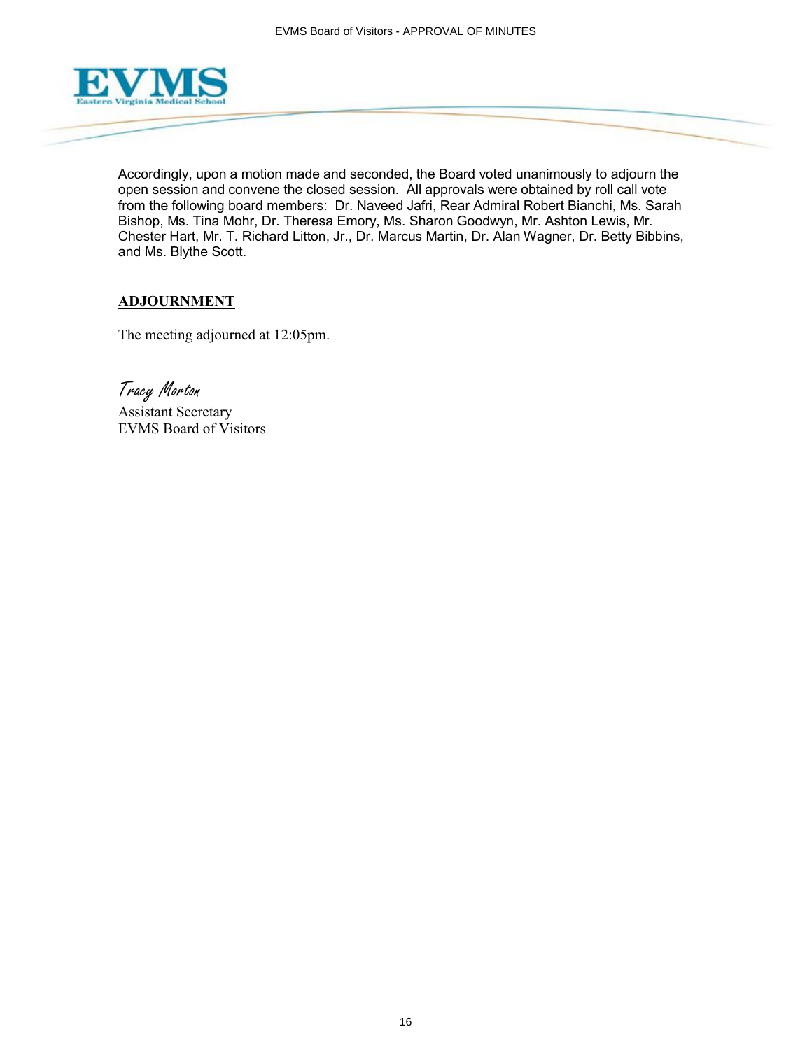Accordingly, upon a motion made and seconded, the Board voted unanimously to adjourn the open session and convene the closed session. All approvals were obtained by roll call vote from the following board members: Dr. Naveed Jafri, Rear Admiral Robert Bianchi, Ms. Sarah Bishop, Ms. Tina Mohr, Dr. Theresa Emory, Ms. Sharon Goodwyn, Mr. Ashton Lewis, Mr. Chester Hart, Mr. T. Richard Litton, Jr., Dr. Marcus Martin, Dr. Alan Wagner, Dr. Betty Bibbins, and Ms. Blythe Scott.

## ADJOURNMENT

The meeting adjourned at 12:05pm.

*Tracy Morton*
Assistant Secretary
EVMS Board of Visitors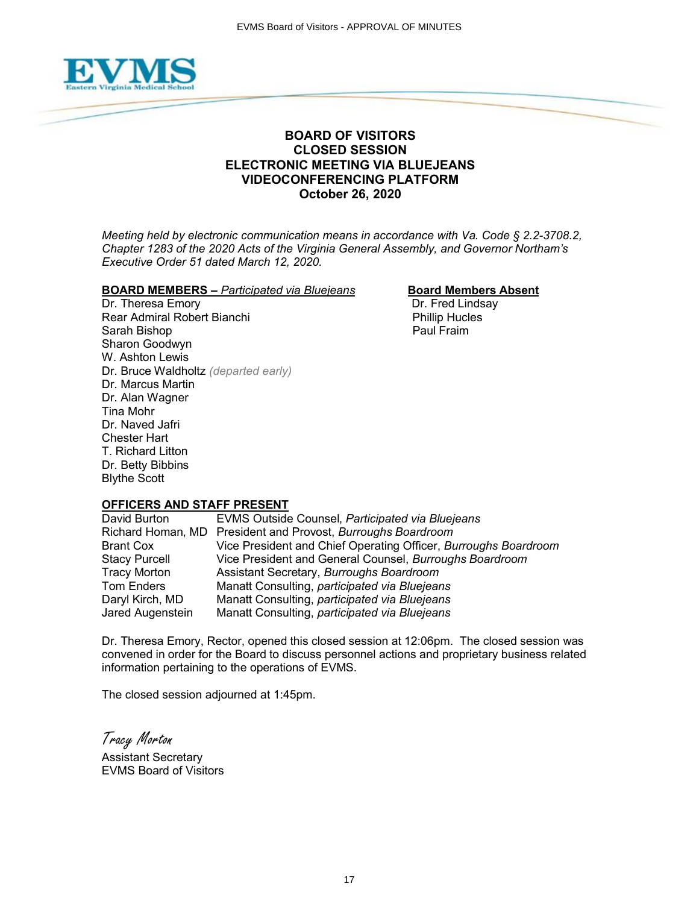# BOARD OF VISITORS
# CLOSED SESSION
# ELECTRONIC MEETING VIA BLUEJEANS VIDEOCONFERENCING PLATFORM
# October 26, 2020

*Meeting held by electronic communication means in accordance with Va. Code § 2.2-3708.2, Chapter 1283 of the 2020 Acts of the Virginia General Assembly, and Governor Northam's Executive Order 51 dated March 12, 2020.*

**BOARD MEMBERS –** ***Participated via Bluejeans***

Dr. Theresa Emory
Rear Admiral Robert Bianchi
Sarah Bishop
Sharon Goodwyn
W. Ashton Lewis
Dr. Bruce Waldholtz *(departed early)*
Dr. Marcus Martin
Dr. Alan Wagner
Tina Mohr
Dr. Naved Jafri
Chester Hart
T. Richard Litton
Dr. Betty Bibbins
Blythe Scott

**Board Members Absent**

Dr. Fred Lindsay
Phillip Hucles
Paul Fraim

**OFFICERS AND STAFF PRESENT**

| | |
|---|---|
| David Burton | EVMS Outside Counsel, *Participated via Bluejeans* |
| Richard Homan, MD | President and Provost, *Burroughs Boardroom* |
| Brant Cox | Vice President and Chief Operating Officer, *Burroughs Boardroom* |
| Stacy Purcell | Vice President and General Counsel, *Burroughs Boardroom* |
| Tracy Morton | Assistant Secretary, *Burroughs Boardroom* |
| Tom Enders | Manatt Consulting, *participated via Bluejeans* |
| Daryl Kirch, MD | Manatt Consulting, *participated via Bluejeans* |
| Jared Augenstein | Manatt Consulting, *participated via Bluejeans* |

Dr. Theresa Emory, Rector, opened this closed session at 12:06pm. The closed session was convened in order for the Board to discuss personnel actions and proprietary business related information pertaining to the operations of EVMS.

The closed session adjourned at 1:45pm.

*Tracy Morton*
Assistant Secretary
EVMS Board of Visitors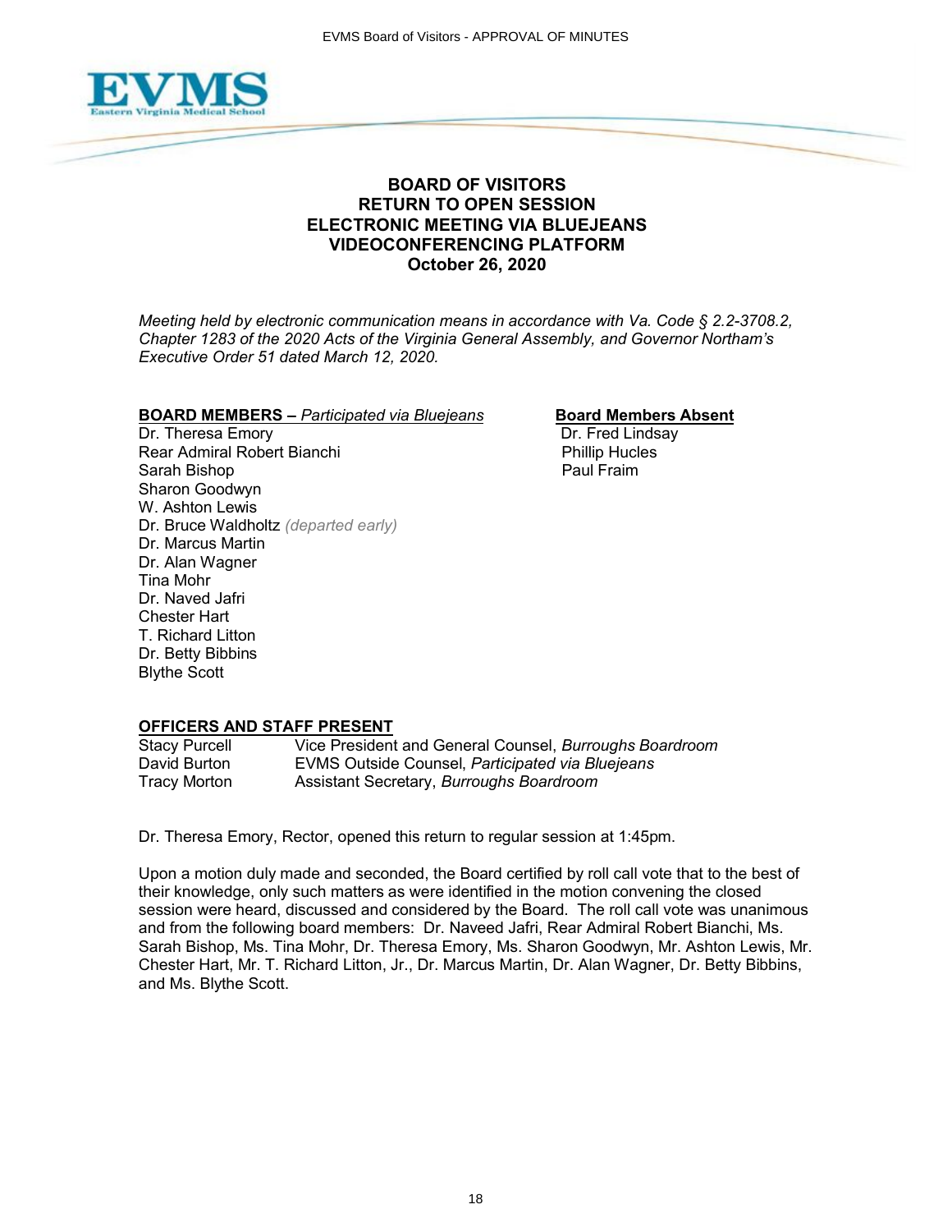EVMS
Eastern Virginia Medical School

**BOARD OF VISITORS**
**RETURN TO OPEN SESSION**
**ELECTRONIC MEETING VIA BLUEJEANS VIDEOCONFERENCING PLATFORM**
**October 26, 2020**

*Meeting held by electronic communication means in accordance with Va. Code § 2.2-3708.2, Chapter 1283 of the 2020 Acts of the Virginia General Assembly, and Governor Northam's Executive Order 51 dated March 12, 2020.*

**BOARD MEMBERS –** *Participated via Bluejeans*

Dr. Theresa Emory
Rear Admiral Robert Bianchi
Sarah Bishop
Sharon Goodwyn
W. Ashton Lewis
Dr. Bruce Waldholtz *(departed early)*
Dr. Marcus Martin
Dr. Alan Wagner
Tina Mohr
Dr. Naved Jafri
Chester Hart
T. Richard Litton
Dr. Betty Bibbins
Blythe Scott

**Board Members Absent**

Dr. Fred Lindsay
Phillip Hucles
Paul Fraim

**OFFICERS AND STAFF PRESENT**

| | |
|---|---|
| Stacy Purcell | Vice President and General Counsel, *Burroughs Boardroom* |
| David Burton | EVMS Outside Counsel, *Participated via Bluejeans* |
| Tracy Morton | Assistant Secretary, *Burroughs Boardroom* |

Dr. Theresa Emory, Rector, opened this return to regular session at 1:45pm.

Upon a motion duly made and seconded, the Board certified by roll call vote that to the best of their knowledge, only such matters as were identified in the motion convening the closed session were heard, discussed and considered by the Board. The roll call vote was unanimous and from the following board members: Dr. Naveed Jafri, Rear Admiral Robert Bianchi, Ms. Sarah Bishop, Ms. Tina Mohr, Dr. Theresa Emory, Ms. Sharon Goodwyn, Mr. Ashton Lewis, Mr. Chester Hart, Mr. T. Richard Litton, Jr., Dr. Marcus Martin, Dr. Alan Wagner, Dr. Betty Bibbins, and Ms. Blythe Scott.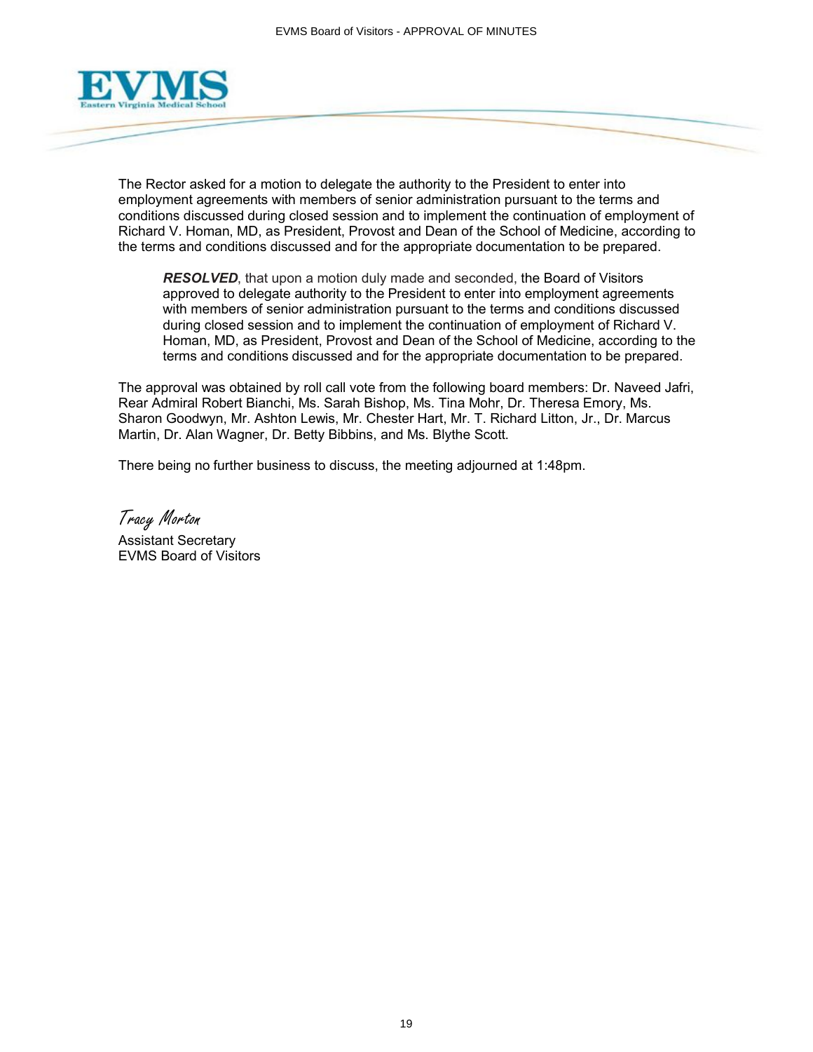The Rector asked for a motion to delegate the authority to the President to enter into employment agreements with members of senior administration pursuant to the terms and conditions discussed during closed session and to implement the continuation of employment of Richard V. Homan, MD, as President, Provost and Dean of the School of Medicine, according to the terms and conditions discussed and for the appropriate documentation to be prepared.

> ***RESOLVED***, that upon a motion duly made and seconded, the Board of Visitors approved to delegate authority to the President to enter into employment agreements with members of senior administration pursuant to the terms and conditions discussed during closed session and to implement the continuation of employment of Richard V. Homan, MD, as President, Provost and Dean of the School of Medicine, according to the terms and conditions discussed and for the appropriate documentation to be prepared.

The approval was obtained by roll call vote from the following board members: Dr. Naveed Jafri, Rear Admiral Robert Bianchi, Ms. Sarah Bishop, Ms. Tina Mohr, Dr. Theresa Emory, Ms. Sharon Goodwyn, Mr. Ashton Lewis, Mr. Chester Hart, Mr. T. Richard Litton, Jr., Dr. Marcus Martin, Dr. Alan Wagner, Dr. Betty Bibbins, and Ms. Blythe Scott.

There being no further business to discuss, the meeting adjourned at 1:48pm.

*Tracy Morton*

Assistant Secretary
EVMS Board of Visitors